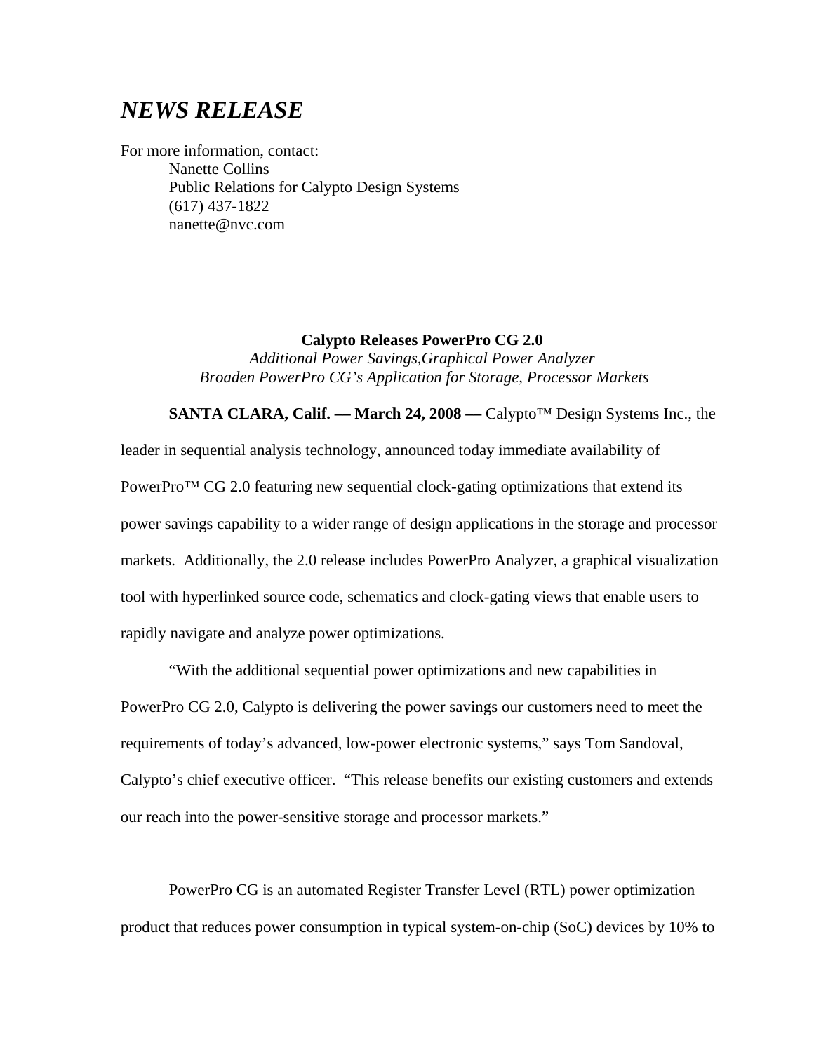# *NEWS RELEASE*

For more information, contact:

Nanette Collins
Public Relations for Calypto Design Systems
(617) 437-1822
nanette@nvc.com

**Calypto Releases PowerPro CG 2.0**

*Additional Power Savings,Graphical Power Analyzer*
*Broaden PowerPro CG's Application for Storage, Processor Markets*

**SANTA CLARA, Calif. — March 24, 2008 —** Calypto™ Design Systems Inc., the leader in sequential analysis technology, announced today immediate availability of PowerPro™ CG 2.0 featuring new sequential clock-gating optimizations that extend its power savings capability to a wider range of design applications in the storage and processor markets. Additionally, the 2.0 release includes PowerPro Analyzer, a graphical visualization tool with hyperlinked source code, schematics and clock-gating views that enable users to rapidly navigate and analyze power optimizations.

"With the additional sequential power optimizations and new capabilities in PowerPro CG 2.0, Calypto is delivering the power savings our customers need to meet the requirements of today's advanced, low-power electronic systems," says Tom Sandoval, Calypto's chief executive officer. "This release benefits our existing customers and extends our reach into the power-sensitive storage and processor markets."

PowerPro CG is an automated Register Transfer Level (RTL) power optimization product that reduces power consumption in typical system-on-chip (SoC) devices by 10% to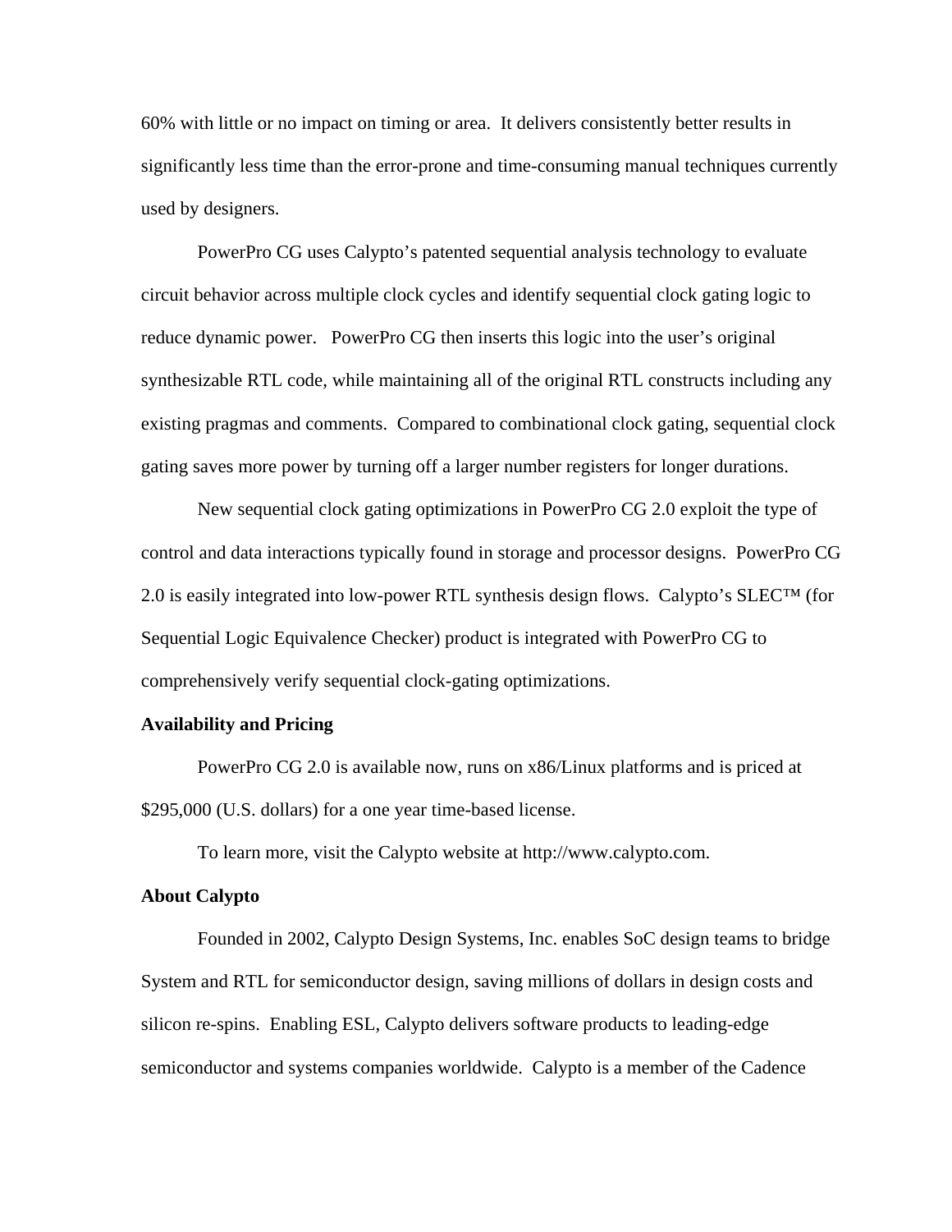60% with little or no impact on timing or area. It delivers consistently better results in significantly less time than the error-prone and time-consuming manual techniques currently used by designers.

PowerPro CG uses Calypto's patented sequential analysis technology to evaluate circuit behavior across multiple clock cycles and identify sequential clock gating logic to reduce dynamic power. PowerPro CG then inserts this logic into the user's original synthesizable RTL code, while maintaining all of the original RTL constructs including any existing pragmas and comments. Compared to combinational clock gating, sequential clock gating saves more power by turning off a larger number registers for longer durations.

New sequential clock gating optimizations in PowerPro CG 2.0 exploit the type of control and data interactions typically found in storage and processor designs. PowerPro CG 2.0 is easily integrated into low-power RTL synthesis design flows. Calypto's SLEC™ (for Sequential Logic Equivalence Checker) product is integrated with PowerPro CG to comprehensively verify sequential clock-gating optimizations.

**Availability and Pricing**

PowerPro CG 2.0 is available now, runs on x86/Linux platforms and is priced at $295,000 (U.S. dollars) for a one year time-based license.

To learn more, visit the Calypto website at http://www.calypto.com.

**About Calypto**

Founded in 2002, Calypto Design Systems, Inc. enables SoC design teams to bridge System and RTL for semiconductor design, saving millions of dollars in design costs and silicon re-spins. Enabling ESL, Calypto delivers software products to leading-edge semiconductor and systems companies worldwide. Calypto is a member of the Cadence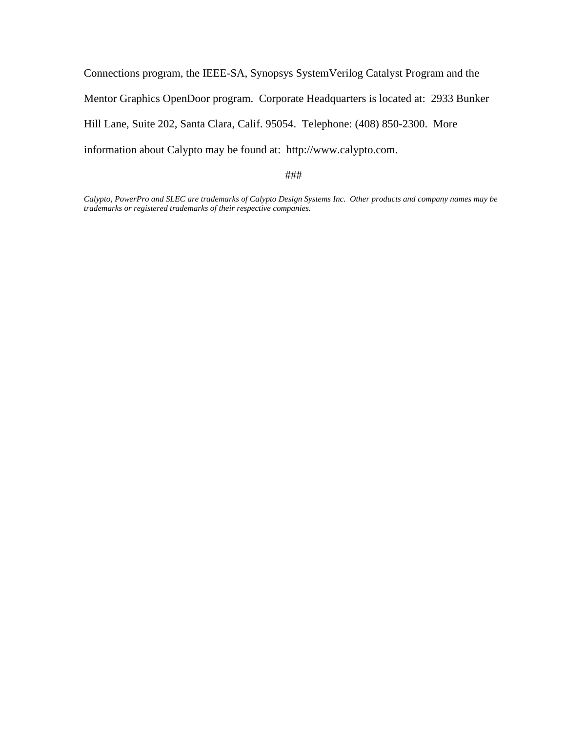Connections program, the IEEE-SA, Synopsys SystemVerilog Catalyst Program and the Mentor Graphics OpenDoor program. Corporate Headquarters is located at: 2933 Bunker Hill Lane, Suite 202, Santa Clara, Calif. 95054. Telephone: (408) 850-2300. More information about Calypto may be found at: http://www.calypto.com.

###

*Calypto, PowerPro and SLEC are trademarks of Calypto Design Systems Inc. Other products and company names may be trademarks or registered trademarks of their respective companies.*